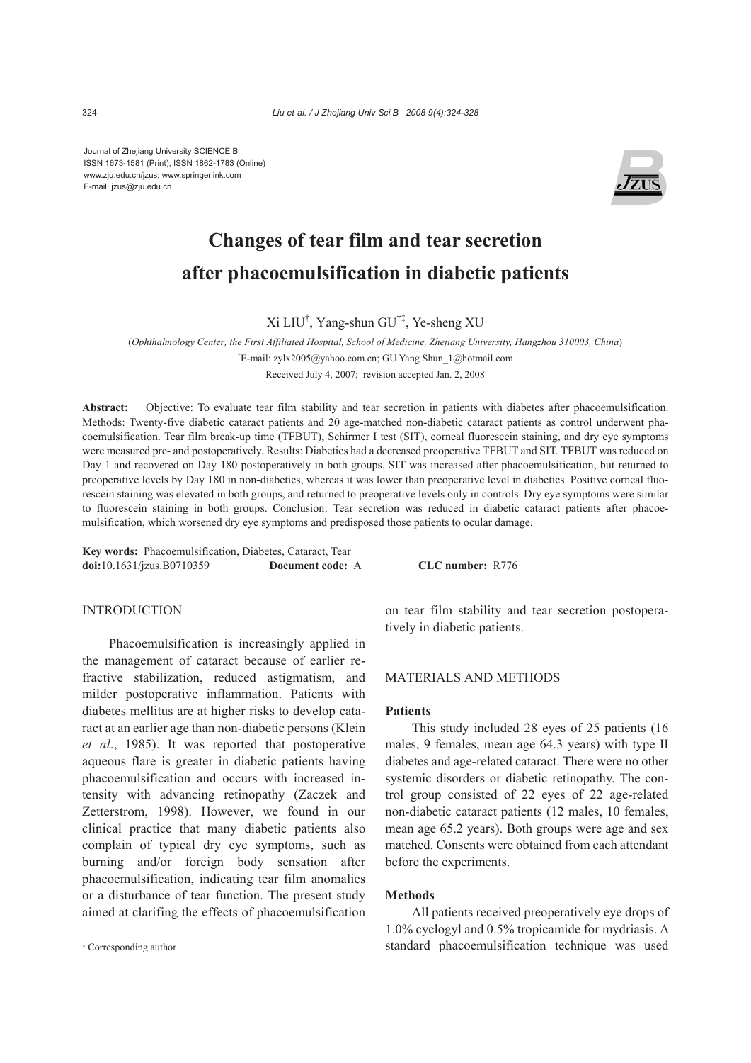Journal of Zhejiang University SCIENCE B
ISSN 1673-1581 (Print); ISSN 1862-1783 (Online)
www.zju.edu.cn/jzus; www.springerlink.com
E-mail: jzus@zju.edu.cn

# Changes of tear film and tear secretion after phacoemulsification in diabetic patients

Xi LIU[†], Yang-shun GU[†‡], Ye-sheng XU

(*Ophthalmology Center, the First Affiliated Hospital, School of Medicine, Zhejiang University, Hangzhou 310003, China*)

[†]E-mail: zylx2005@yahoo.com.cn; GU Yang Shun_1@hotmail.com

Received July 4, 2007; revision accepted Jan. 2, 2008

**Abstract:** Objective: To evaluate tear film stability and tear secretion in patients with diabetes after phacoemulsification. Methods: Twenty-five diabetic cataract patients and 20 age-matched non-diabetic cataract patients as control underwent phacoemulsification. Tear film break-up time (TFBUT), Schirmer I test (SIT), corneal fluorescein staining, and dry eye symptoms were measured pre- and postoperatively. Results: Diabetics had a decreased preoperative TFBUT and SIT. TFBUT was reduced on Day 1 and recovered on Day 180 postoperatively in both groups. SIT was increased after phacoemulsification, but returned to preoperative levels by Day 180 in non-diabetics, whereas it was lower than preoperative level in diabetics. Positive corneal fluorescein staining was elevated in both groups, and returned to preoperative levels only in controls. Dry eye symptoms were similar to fluorescein staining in both groups. Conclusion: Tear secretion was reduced in diabetic cataract patients after phacoemulsification, which worsened dry eye symptoms and predisposed those patients to ocular damage.

**Key words:** Phacoemulsification, Diabetes, Cataract, Tear
**doi:**10.1631/jzus.B0710359 **Document code:** A **CLC number:** R776

## INTRODUCTION

Phacoemulsification is increasingly applied in the management of cataract because of earlier refractive stabilization, reduced astigmatism, and milder postoperative inflammation. Patients with diabetes mellitus are at higher risks to develop cataract at an earlier age than non-diabetic persons (Klein *et al*., 1985). It was reported that postoperative aqueous flare is greater in diabetic patients having phacoemulsification and occurs with increased intensity with advancing retinopathy (Zaczek and Zetterstrom, 1998). However, we found in our clinical practice that many diabetic patients also complain of typical dry eye symptoms, such as burning and/or foreign body sensation after phacoemulsification, indicating tear film anomalies or a disturbance of tear function. The present study aimed at clarifing the effects of phacoemulsification on tear film stability and tear secretion postoperatively in diabetic patients.

## MATERIALS AND METHODS

### Patients

This study included 28 eyes of 25 patients (16 males, 9 females, mean age 64.3 years) with type II diabetes and age-related cataract. There were no other systemic disorders or diabetic retinopathy. The control group consisted of 22 eyes of 22 age-related non-diabetic cataract patients (12 males, 10 females, mean age 65.2 years). Both groups were age and sex matched. Consents were obtained from each attendant before the experiments.

### Methods

All patients received preoperatively eye drops of 1.0% cyclogyl and 0.5% tropicamide for mydriasis. A standard phacoemulsification technique was used

[‡] Corresponding author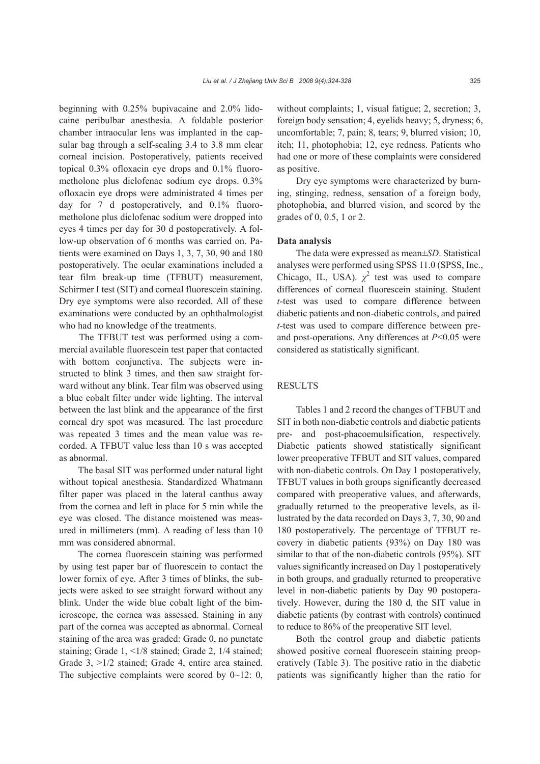beginning with 0.25% bupivacaine and 2.0% lidocaine peribulbar anesthesia. A foldable posterior chamber intraocular lens was implanted in the capsular bag through a self-sealing 3.4 to 3.8 mm clear corneal incision. Postoperatively, patients received topical 0.3% ofloxacin eye drops and 0.1% fluorometholone plus diclofenac sodium eye drops. 0.3% ofloxacin eye drops were administrated 4 times per day for 7 d postoperatively, and 0.1% fluorometholone plus diclofenac sodium were dropped into eyes 4 times per day for 30 d postoperatively. A follow-up observation of 6 months was carried on. Patients were examined on Days 1, 3, 7, 30, 90 and 180 postoperatively. The ocular examinations included a tear film break-up time (TFBUT) measurement, Schirmer I test (SIT) and corneal fluorescein staining. Dry eye symptoms were also recorded. All of these examinations were conducted by an ophthalmologist who had no knowledge of the treatments.

The TFBUT test was performed using a commercial available fluorescein test paper that contacted with bottom conjunctiva. The subjects were instructed to blink 3 times, and then saw straight forward without any blink. Tear film was observed using a blue cobalt filter under wide lighting. The interval between the last blink and the appearance of the first corneal dry spot was measured. The last procedure was repeated 3 times and the mean value was recorded. A TFBUT value less than 10 s was accepted as abnormal.

The basal SIT was performed under natural light without topical anesthesia. Standardized Whatmann filter paper was placed in the lateral canthus away from the cornea and left in place for 5 min while the eye was closed. The distance moistened was measured in millimeters (mm). A reading of less than 10 mm was considered abnormal.

The cornea fluorescein staining was performed by using test paper bar of fluorescein to contact the lower fornix of eye. After 3 times of blinks, the subjects were asked to see straight forward without any blink. Under the wide blue cobalt light of the bimicroscope, the cornea was assessed. Staining in any part of the cornea was accepted as abnormal. Corneal staining of the area was graded: Grade 0, no punctate staining; Grade 1, <1/8 stained; Grade 2, 1/4 stained; Grade 3, >1/2 stained; Grade 4, entire area stained. The subjective complaints were scored by 0~12: 0, without complaints; 1, visual fatigue; 2, secretion; 3, foreign body sensation; 4, eyelids heavy; 5, dryness; 6, uncomfortable; 7, pain; 8, tears; 9, blurred vision; 10, itch; 11, photophobia; 12, eye redness. Patients who had one or more of these complaints were considered as positive.

Dry eye symptoms were characterized by burning, stinging, redness, sensation of a foreign body, photophobia, and blurred vision, and scored by the grades of 0, 0.5, 1 or 2.

### Data analysis

The data were expressed as mean±*SD*. Statistical analyses were performed using SPSS 11.0 (SPSS, Inc., Chicago, IL, USA). $\chi^2$ test was used to compare differences of corneal fluorescein staining. Student *t*-test was used to compare difference between diabetic patients and non-diabetic controls, and paired *t*-test was used to compare difference between pre- and post-operations. Any differences at $P<0.05$ were considered as statistically significant.

## RESULTS

Tables 1 and 2 record the changes of TFBUT and SIT in both non-diabetic controls and diabetic patients pre- and post-phacoemulsification, respectively. Diabetic patients showed statistically significant lower preoperative TFBUT and SIT values, compared with non-diabetic controls. On Day 1 postoperatively, TFBUT values in both groups significantly decreased compared with preoperative values, and afterwards, gradually returned to the preoperative levels, as illustrated by the data recorded on Days 3, 7, 30, 90 and 180 postoperatively. The percentage of TFBUT recovery in diabetic patients (93%) on Day 180 was similar to that of the non-diabetic controls (95%). SIT values significantly increased on Day 1 postoperatively in both groups, and gradually returned to preoperative level in non-diabetic patients by Day 90 postoperatively. However, during the 180 d, the SIT value in diabetic patients (by contrast with controls) continued to reduce to 86% of the preoperative SIT level.

Both the control group and diabetic patients showed positive corneal fluorescein staining preoperatively (Table 3). The positive ratio in the diabetic patients was significantly higher than the ratio for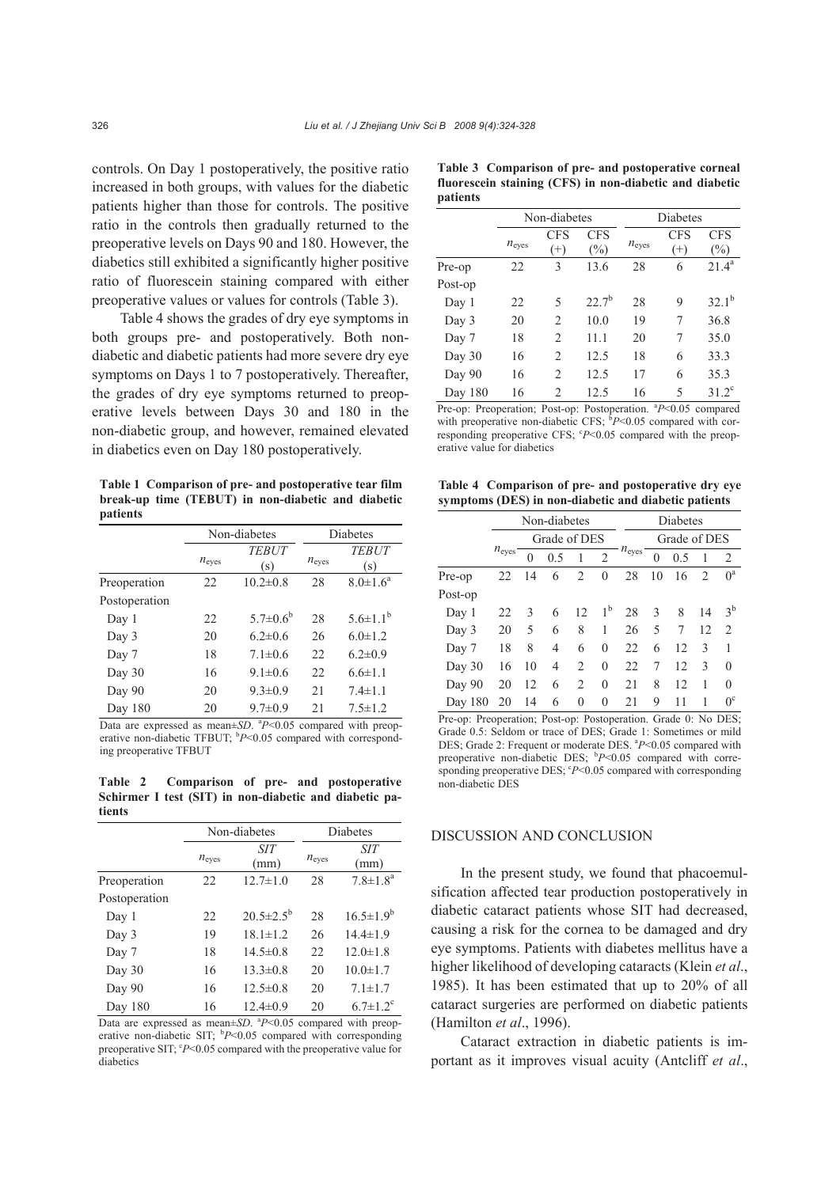controls. On Day 1 postoperatively, the positive ratio increased in both groups, with values for the diabetic patients higher than those for controls. The positive ratio in the controls then gradually returned to the preoperative levels on Days 90 and 180. However, the diabetics still exhibited a significantly higher positive ratio of fluorescein staining compared with either preoperative values or values for controls (Table 3).

Table 4 shows the grades of dry eye symptoms in both groups pre- and postoperatively. Both non-diabetic and diabetic patients had more severe dry eye symptoms on Days 1 to 7 postoperatively. Thereafter, the grades of dry eye symptoms returned to preoperative levels between Days 30 and 180 in the non-diabetic group, and however, remained elevated in diabetics even on Day 180 postoperatively.

**Table 1 Comparison of pre- and postoperative tear film break-up time (TEBUT) in non-diabetic and diabetic patients**

| | Non-diabetes | | Diabetes | |
|---|---|---|---|---|
| | $n_{eyes}$ | *TEBUT* (s) | $n_{eyes}$ | *TEBUT* (s) |
| Preoperation | 22 | 10.2±0.8 | 28 | 8.0±1.6[a] |
| Postoperation | | | | |
| Day 1 | 22 | 5.7±0.6[b] | 28 | 5.6±1.1[b] |
| Day 3 | 20 | 6.2±0.6 | 26 | 6.0±1.2 |
| Day 7 | 18 | 7.1±0.6 | 22 | 6.2±0.9 |
| Day 30 | 16 | 9.1±0.6 | 22 | 6.6±1.1 |
| Day 90 | 20 | 9.3±0.9 | 21 | 7.4±1.1 |
| Day 180 | 20 | 9.7±0.9 | 21 | 7.5±1.2 |

Data are expressed as mean±*SD*. [a]$P<0.05$ compared with preoperative non-diabetic TFBUT; [b]$P<0.05$ compared with corresponding preoperative TFBUT

**Table 2 Comparison of pre- and postoperative Schirmer I test (SIT) in non-diabetic and diabetic patients**

| | Non-diabetes | | Diabetes | |
|---|---|---|---|---|
| | $n_{eyes}$ | *SIT* (mm) | $n_{eyes}$ | *SIT* (mm) |
| Preoperation | 22 | 12.7±1.0 | 28 | 7.8±1.8[a] |
| Postoperation | | | | |
| Day 1 | 22 | 20.5±2.5[b] | 28 | 16.5±1.9[b] |
| Day 3 | 19 | 18.1±1.2 | 26 | 14.4±1.9 |
| Day 7 | 18 | 14.5±0.8 | 22 | 12.0±1.8 |
| Day 30 | 16 | 13.3±0.8 | 20 | 10.0±1.7 |
| Day 90 | 16 | 12.5±0.8 | 20 | 7.1±1.7 |
| Day 180 | 16 | 12.4±0.9 | 20 | 6.7±1.2[c] |

Data are expressed as mean±*SD*. [a]$P<0.05$ compared with preoperative non-diabetic SIT; [b]$P<0.05$ compared with corresponding preoperative SIT; [c]$P<0.05$ compared with the preoperative value for diabetics

**Table 3 Comparison of pre- and postoperative corneal fluorescein staining (CFS) in non-diabetic and diabetic patients**

| | Non-diabetes | | | Diabetes | | |
|---|---|---|---|---|---|---|
| | $n_{eyes}$ | CFS (+) | CFS (%) | $n_{eyes}$ | CFS (+) | CFS (%) |
| Pre-op | 22 | 3 | 13.6 | 28 | 6 | 21.4[a] |
| Post-op | | | | | | |
| Day 1 | 22 | 5 | 22.7[b] | 28 | 9 | 32.1[b] |
| Day 3 | 20 | 2 | 10.0 | 19 | 7 | 36.8 |
| Day 7 | 18 | 2 | 11.1 | 20 | 7 | 35.0 |
| Day 30 | 16 | 2 | 12.5 | 18 | 6 | 33.3 |
| Day 90 | 16 | 2 | 12.5 | 17 | 6 | 35.3 |
| Day 180 | 16 | 2 | 12.5 | 16 | 5 | 31.2[c] |

Pre-op: Preoperation; Post-op: Postoperation. [a]$P<0.05$ compared with preoperative non-diabetic CFS; [b]$P<0.05$ compared with corresponding preoperative CFS; [c]$P<0.05$ compared with the preoperative value for diabetics

**Table 4 Comparison of pre- and postoperative dry eye symptoms (DES) in non-diabetic and diabetic patients**

| | Non-diabetes | | | | | Diabetes | | | | |
|---|---|---|---|---|---|---|---|---|---|---|
| | $n_{eyes}$ | Grade of DES | | | | $n_{eyes}$ | Grade of DES | | | |
| | | 0 | 0.5 | 1 | 2 | | 0 | 0.5 | 1 | 2 |
| Pre-op | 22 | 14 | 6 | 2 | 0 | 28 | 10 | 16 | 2 | 0[a] |
| Post-op | | | | | | | | | | |
| Day 1 | 22 | 3 | 6 | 12 | 1[b] | 28 | 3 | 8 | 14 | 3[b] |
| Day 3 | 20 | 5 | 6 | 8 | 1 | 26 | 5 | 7 | 12 | 2 |
| Day 7 | 18 | 8 | 4 | 6 | 0 | 22 | 6 | 12 | 3 | 1 |
| Day 30 | 16 | 10 | 4 | 2 | 0 | 22 | 7 | 12 | 3 | 0 |
| Day 90 | 20 | 12 | 6 | 2 | 0 | 21 | 8 | 12 | 1 | 0 |
| Day 180 | 20 | 14 | 6 | 0 | 0 | 21 | 9 | 11 | 1 | 0[c] |

Pre-op: Preoperation; Post-op: Postoperation. Grade 0: No DES; Grade 0.5: Seldom or trace of DES; Grade 1: Sometimes or mild DES; Grade 2: Frequent or moderate DES. [a]$P<0.05$ compared with preoperative non-diabetic DES; [b]$P<0.05$ compared with corresponding preoperative DES; [c]$P<0.05$ compared with corresponding non-diabetic DES

## DISCUSSION AND CONCLUSION

In the present study, we found that phacoemulsification affected tear production postoperatively in diabetic cataract patients whose SIT had decreased, causing a risk for the cornea to be damaged and dry eye symptoms. Patients with diabetes mellitus have a higher likelihood of developing cataracts (Klein *et al*., 1985). It has been estimated that up to 20% of all cataract surgeries are performed on diabetic patients (Hamilton *et al*., 1996).

Cataract extraction in diabetic patients is important as it improves visual acuity (Antcliff *et al*.,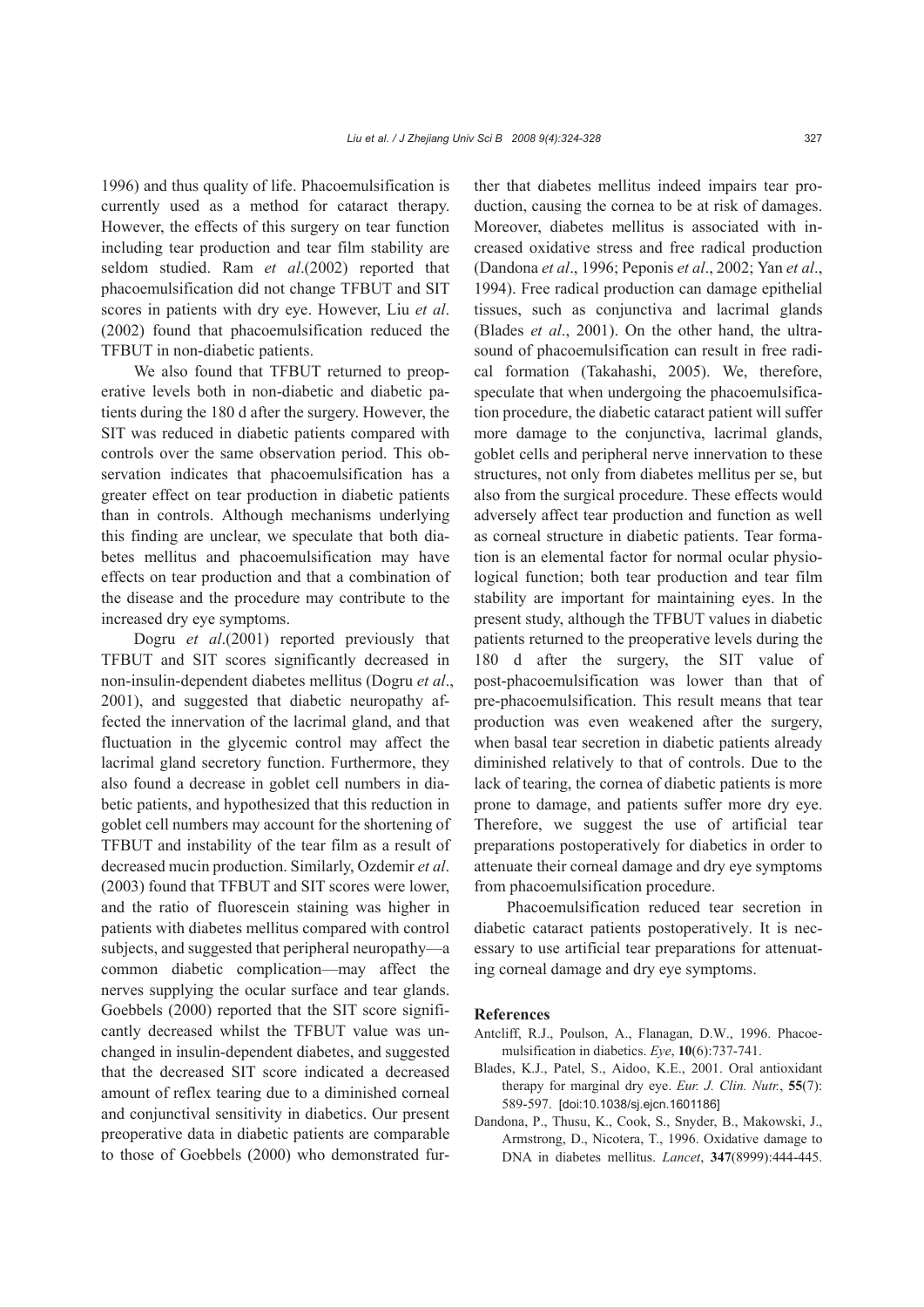1996) and thus quality of life. Phacoemulsification is currently used as a method for cataract therapy. However, the effects of this surgery on tear function including tear production and tear film stability are seldom studied. Ram *et al*.(2002) reported that phacoemulsification did not change TFBUT and SIT scores in patients with dry eye. However, Liu *et al*. (2002) found that phacoemulsification reduced the TFBUT in non-diabetic patients.

We also found that TFBUT returned to preoperative levels both in non-diabetic and diabetic patients during the 180 d after the surgery. However, the SIT was reduced in diabetic patients compared with controls over the same observation period. This observation indicates that phacoemulsification has a greater effect on tear production in diabetic patients than in controls. Although mechanisms underlying this finding are unclear, we speculate that both diabetes mellitus and phacoemulsification may have effects on tear production and that a combination of the disease and the procedure may contribute to the increased dry eye symptoms.

Dogru *et al*.(2001) reported previously that TFBUT and SIT scores significantly decreased in non-insulin-dependent diabetes mellitus (Dogru *et al*., 2001), and suggested that diabetic neuropathy affected the innervation of the lacrimal gland, and that fluctuation in the glycemic control may affect the lacrimal gland secretory function. Furthermore, they also found a decrease in goblet cell numbers in diabetic patients, and hypothesized that this reduction in goblet cell numbers may account for the shortening of TFBUT and instability of the tear film as a result of decreased mucin production. Similarly, Ozdemir *et al*. (2003) found that TFBUT and SIT scores were lower, and the ratio of fluorescein staining was higher in patients with diabetes mellitus compared with control subjects, and suggested that peripheral neuropathy—a common diabetic complication—may affect the nerves supplying the ocular surface and tear glands. Goebbels (2000) reported that the SIT score significantly decreased whilst the TFBUT value was unchanged in insulin-dependent diabetes, and suggested that the decreased SIT score indicated a decreased amount of reflex tearing due to a diminished corneal and conjunctival sensitivity in diabetics. Our present preoperative data in diabetic patients are comparable to those of Goebbels (2000) who demonstrated further that diabetes mellitus indeed impairs tear production, causing the cornea to be at risk of damages. Moreover, diabetes mellitus is associated with increased oxidative stress and free radical production (Dandona *et al*., 1996; Peponis *et al*., 2002; Yan *et al*., 1994). Free radical production can damage epithelial tissues, such as conjunctiva and lacrimal glands (Blades *et al*., 2001). On the other hand, the ultrasound of phacoemulsification can result in free radical formation (Takahashi, 2005). We, therefore, speculate that when undergoing the phacoemulsification procedure, the diabetic cataract patient will suffer more damage to the conjunctiva, lacrimal glands, goblet cells and peripheral nerve innervation to these structures, not only from diabetes mellitus per se, but also from the surgical procedure. These effects would adversely affect tear production and function as well as corneal structure in diabetic patients. Tear formation is an elemental factor for normal ocular physiological function; both tear production and tear film stability are important for maintaining eyes. In the present study, although the TFBUT values in diabetic patients returned to the preoperative levels during the 180 d after the surgery, the SIT value of post-phacoemulsification was lower than that of pre-phacoemulsification. This result means that tear production was even weakened after the surgery, when basal tear secretion in diabetic patients already diminished relatively to that of controls. Due to the lack of tearing, the cornea of diabetic patients is more prone to damage, and patients suffer more dry eye. Therefore, we suggest the use of artificial tear preparations postoperatively for diabetics in order to attenuate their corneal damage and dry eye symptoms from phacoemulsification procedure.

Phacoemulsification reduced tear secretion in diabetic cataract patients postoperatively. It is necessary to use artificial tear preparations for attenuating corneal damage and dry eye symptoms.

## References

Antcliff, R.J., Poulson, A., Flanagan, D.W., 1996. Phacoemulsification in diabetics. *Eye*, **10**(6):737-741.

Blades, K.J., Patel, S., Aidoo, K.E., 2001. Oral antioxidant therapy for marginal dry eye. *Eur. J. Clin. Nutr.*, **55**(7): 589-597. [doi:10.1038/sj.ejcn.1601186]

Dandona, P., Thusu, K., Cook, S., Snyder, B., Makowski, J., Armstrong, D., Nicotera, T., 1996. Oxidative damage to DNA in diabetes mellitus. *Lancet*, **347**(8999):444-445.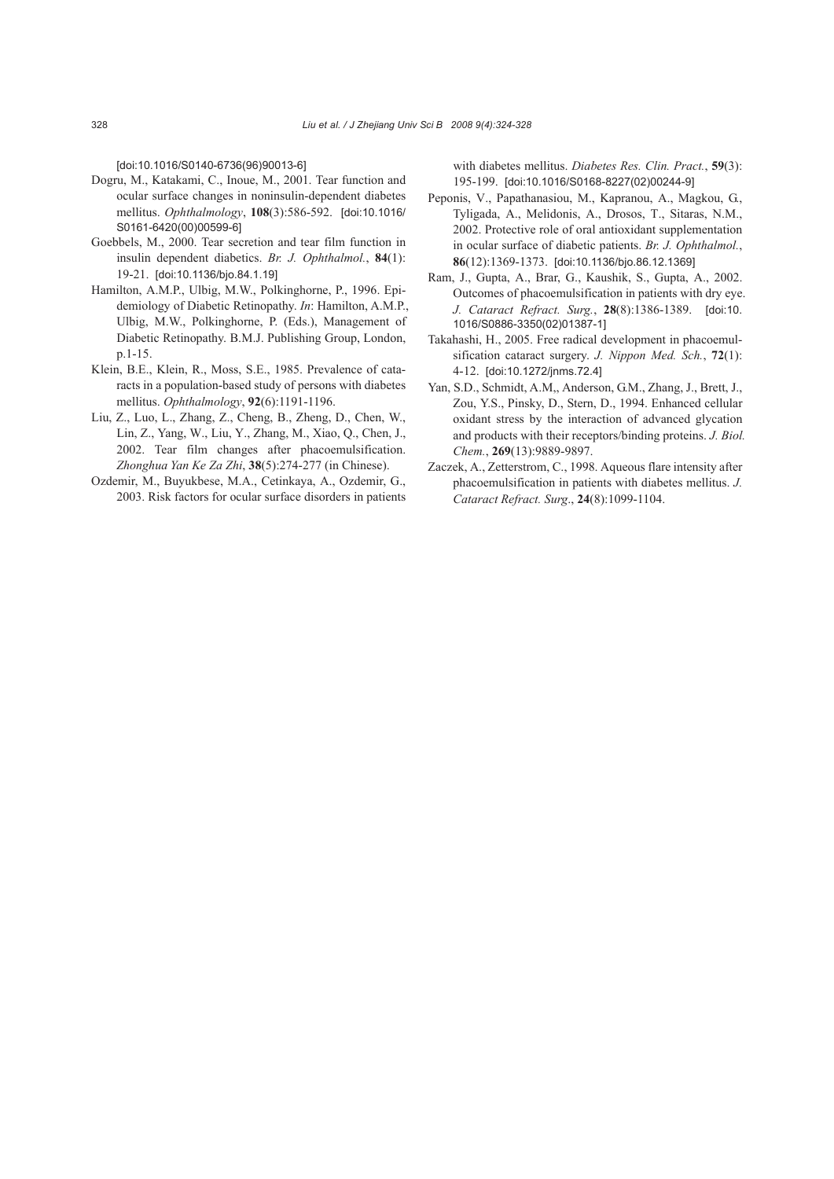[doi:10.1016/S0140-6736(96)90013-6]

Dogru, M., Katakami, C., Inoue, M., 2001. Tear function and ocular surface changes in noninsulin-dependent diabetes mellitus. *Ophthalmology*, **108**(3):586-592. [doi:10.1016/S0161-6420(00)00599-6]

Goebbels, M., 2000. Tear secretion and tear film function in insulin dependent diabetics. *Br. J. Ophthalmol.*, **84**(1): 19-21. [doi:10.1136/bjo.84.1.19]

Hamilton, A.M.P., Ulbig, M.W., Polkinghorne, P., 1996. Epidemiology of Diabetic Retinopathy. *In*: Hamilton, A.M.P., Ulbig, M.W., Polkinghorne, P. (Eds.), Management of Diabetic Retinopathy. B.M.J. Publishing Group, London, p.1-15.

Klein, B.E., Klein, R., Moss, S.E., 1985. Prevalence of cataracts in a population-based study of persons with diabetes mellitus. *Ophthalmology*, **92**(6):1191-1196.

Liu, Z., Luo, L., Zhang, Z., Cheng, B., Zheng, D., Chen, W., Lin, Z., Yang, W., Liu, Y., Zhang, M., Xiao, Q., Chen, J., 2002. Tear film changes after phacoemulsification. *Zhonghua Yan Ke Za Zhi*, **38**(5):274-277 (in Chinese).

Ozdemir, M., Buyukbese, M.A., Cetinkaya, A., Ozdemir, G., 2003. Risk factors for ocular surface disorders in patients with diabetes mellitus. *Diabetes Res. Clin. Pract.*, **59**(3): 195-199. [doi:10.1016/S0168-8227(02)00244-9]

Peponis, V., Papathanasiou, M., Kapranou, A., Magkou, G., Tyligada, A., Melidonis, A., Drosos, T., Sitaras, N.M., 2002. Protective role of oral antioxidant supplementation in ocular surface of diabetic patients. *Br. J. Ophthalmol.*, **86**(12):1369-1373. [doi:10.1136/bjo.86.12.1369]

Ram, J., Gupta, A., Brar, G., Kaushik, S., Gupta, A., 2002. Outcomes of phacoemulsification in patients with dry eye. *J. Cataract Refract. Surg.*, **28**(8):1386-1389. [doi:10.1016/S0886-3350(02)01387-1]

Takahashi, H., 2005. Free radical development in phacoemulsification cataract surgery. *J. Nippon Med. Sch.*, **72**(1): 4-12. [doi:10.1272/jnms.72.4]

Yan, S.D., Schmidt, A.M,, Anderson, G.M., Zhang, J., Brett, J., Zou, Y.S., Pinsky, D., Stern, D., 1994. Enhanced cellular oxidant stress by the interaction of advanced glycation and products with their receptors/binding proteins. *J. Biol. Chem.*, **269**(13):9889-9897.

Zaczek, A., Zetterstrom, C., 1998. Aqueous flare intensity after phacoemulsification in patients with diabetes mellitus. *J. Cataract Refract. Surg*., **24**(8):1099-1104.